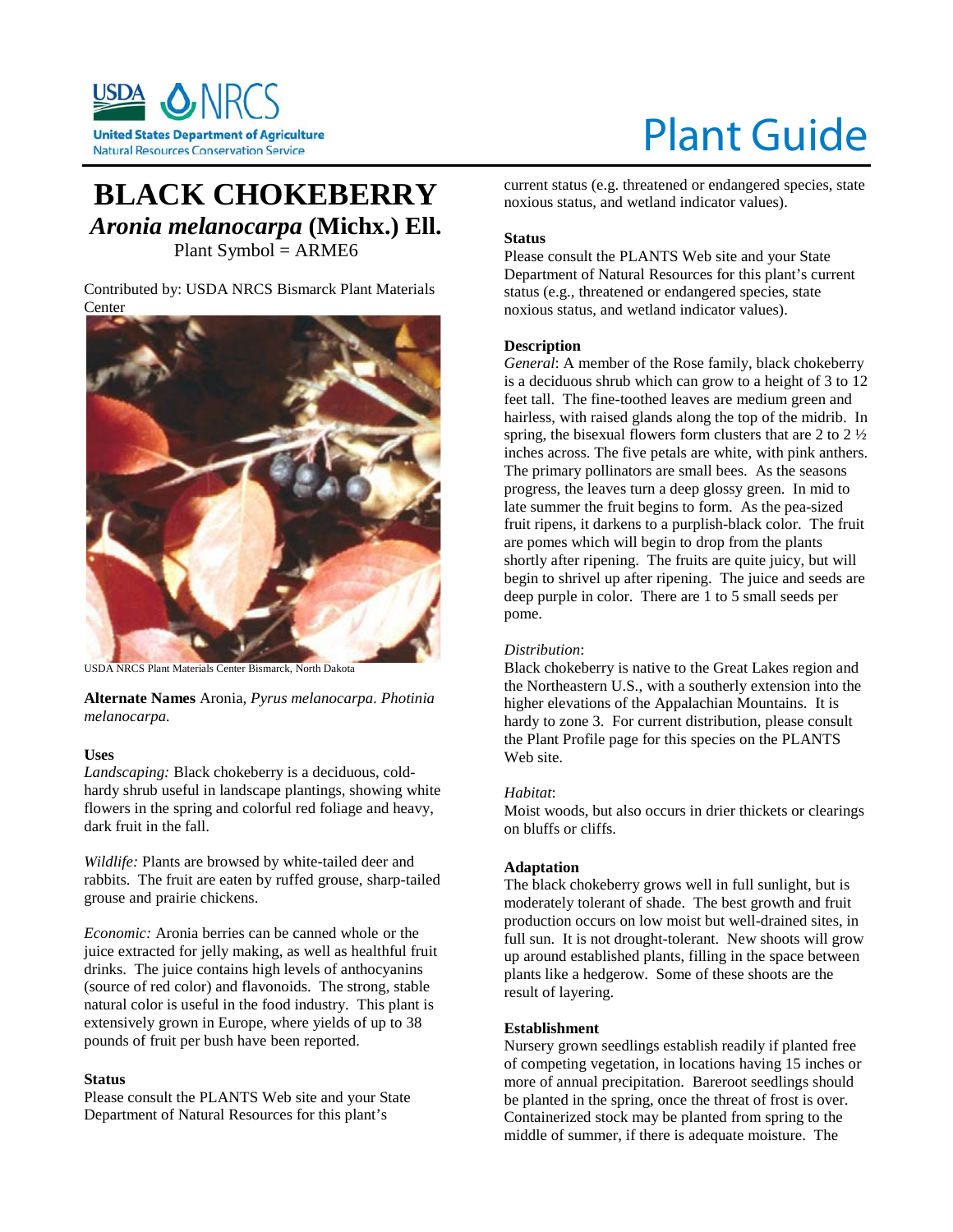# Plant Guide

# BLACK CHOKEBERRY

## *Aronia melanocarpa* (Michx.) Ell.

Plant Symbol = ARME6

Contributed by: USDA NRCS Bismarck Plant Materials Center

USDA NRCS Plant Materials Center Bismarck, North Dakota

**Alternate Names** Aronia, *Pyrus melanocarpa*. *Photinia melanocarpa.*

### Uses

*Landscaping:* Black chokeberry is a deciduous, cold-hardy shrub useful in landscape plantings, showing white flowers in the spring and colorful red foliage and heavy, dark fruit in the fall.

*Wildlife:* Plants are browsed by white-tailed deer and rabbits. The fruit are eaten by ruffed grouse, sharp-tailed grouse and prairie chickens.

*Economic:* Aronia berries can be canned whole or the juice extracted for jelly making, as well as healthful fruit drinks. The juice contains high levels of anthocyanins (source of red color) and flavonoids. The strong, stable natural color is useful in the food industry. This plant is extensively grown in Europe, where yields of up to 38 pounds of fruit per bush have been reported.

### Status

Please consult the PLANTS Web site and your State Department of Natural Resources for this plant's current status (e.g. threatened or endangered species, state noxious status, and wetland indicator values).

### Status

Please consult the PLANTS Web site and your State Department of Natural Resources for this plant's current status (e.g., threatened or endangered species, state noxious status, and wetland indicator values).

### Description

*General*: A member of the Rose family, black chokeberry is a deciduous shrub which can grow to a height of 3 to 12 feet tall. The fine-toothed leaves are medium green and hairless, with raised glands along the top of the midrib. In spring, the bisexual flowers form clusters that are 2 to 2 ½ inches across. The five petals are white, with pink anthers. The primary pollinators are small bees. As the seasons progress, the leaves turn a deep glossy green. In mid to late summer the fruit begins to form. As the pea-sized fruit ripens, it darkens to a purplish-black color. The fruit are pomes which will begin to drop from the plants shortly after ripening. The fruits are quite juicy, but will begin to shrivel up after ripening. The juice and seeds are deep purple in color. There are 1 to 5 small seeds per pome.

*Distribution*:
Black chokeberry is native to the Great Lakes region and the Northeastern U.S., with a southerly extension into the higher elevations of the Appalachian Mountains. It is hardy to zone 3. For current distribution, please consult the Plant Profile page for this species on the PLANTS Web site.

*Habitat*:
Moist woods, but also occurs in drier thickets or clearings on bluffs or cliffs.

### Adaptation

The black chokeberry grows well in full sunlight, but is moderately tolerant of shade. The best growth and fruit production occurs on low moist but well-drained sites, in full sun. It is not drought-tolerant. New shoots will grow up around established plants, filling in the space between plants like a hedgerow. Some of these shoots are the result of layering.

### Establishment

Nursery grown seedlings establish readily if planted free of competing vegetation, in locations having 15 inches or more of annual precipitation. Bareroot seedlings should be planted in the spring, once the threat of frost is over. Containerized stock may be planted from spring to the middle of summer, if there is adequate moisture. The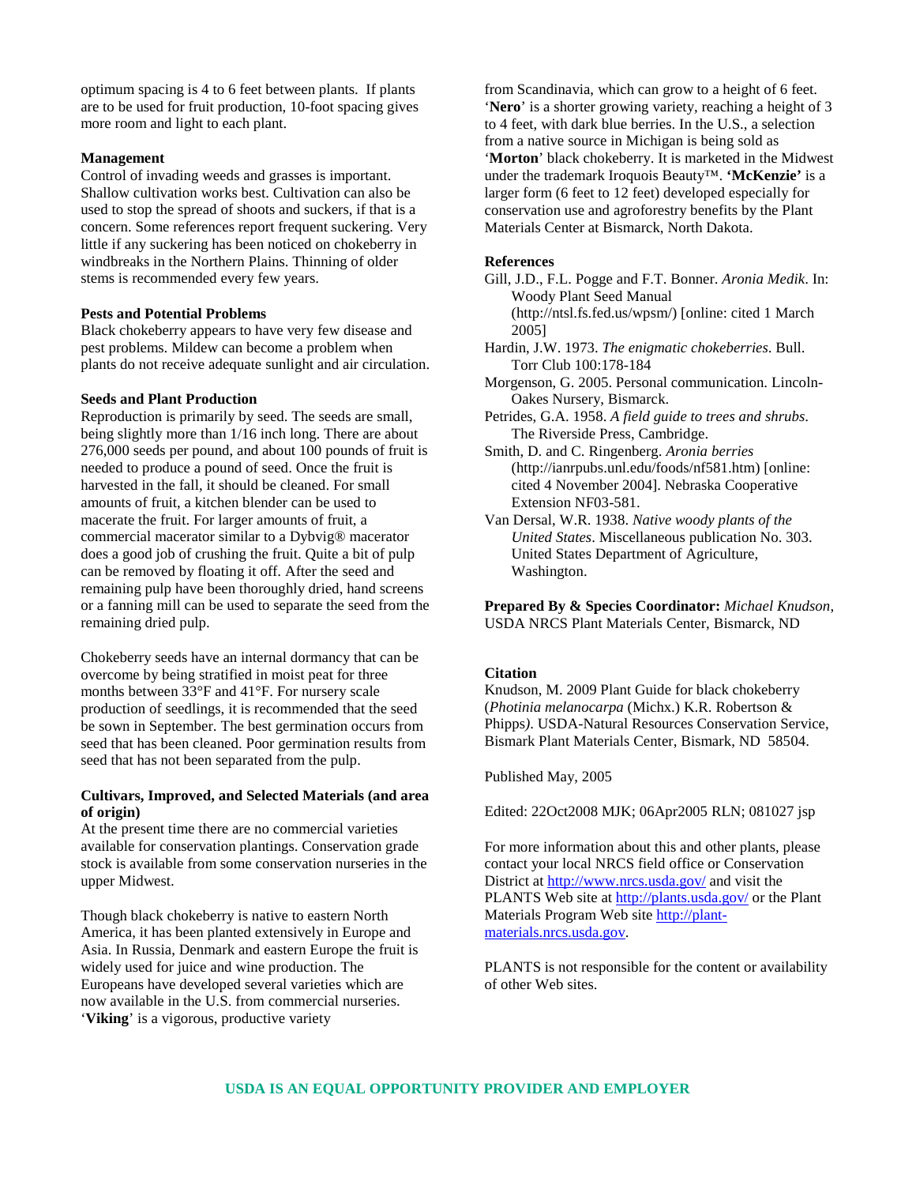optimum spacing is 4 to 6 feet between plants. If plants are to be used for fruit production, 10-foot spacing gives more room and light to each plant.

**Management**

Control of invading weeds and grasses is important. Shallow cultivation works best. Cultivation can also be used to stop the spread of shoots and suckers, if that is a concern. Some references report frequent suckering. Very little if any suckering has been noticed on chokeberry in windbreaks in the Northern Plains. Thinning of older stems is recommended every few years.

**Pests and Potential Problems**

Black chokeberry appears to have very few disease and pest problems. Mildew can become a problem when plants do not receive adequate sunlight and air circulation.

**Seeds and Plant Production**

Reproduction is primarily by seed. The seeds are small, being slightly more than 1/16 inch long. There are about 276,000 seeds per pound, and about 100 pounds of fruit is needed to produce a pound of seed. Once the fruit is harvested in the fall, it should be cleaned. For small amounts of fruit, a kitchen blender can be used to macerate the fruit. For larger amounts of fruit, a commercial macerator similar to a Dybvig® macerator does a good job of crushing the fruit. Quite a bit of pulp can be removed by floating it off. After the seed and remaining pulp have been thoroughly dried, hand screens or a fanning mill can be used to separate the seed from the remaining dried pulp.

Chokeberry seeds have an internal dormancy that can be overcome by being stratified in moist peat for three months between 33°F and 41°F. For nursery scale production of seedlings, it is recommended that the seed be sown in September. The best germination occurs from seed that has been cleaned. Poor germination results from seed that has not been separated from the pulp.

**Cultivars, Improved, and Selected Materials (and area of origin)**

At the present time there are no commercial varieties available for conservation plantings. Conservation grade stock is available from some conservation nurseries in the upper Midwest.

Though black chokeberry is native to eastern North America, it has been planted extensively in Europe and Asia. In Russia, Denmark and eastern Europe the fruit is widely used for juice and wine production. The Europeans have developed several varieties which are now available in the U.S. from commercial nurseries. '**Viking**' is a vigorous, productive variety from Scandinavia, which can grow to a height of 6 feet. '**Nero**' is a shorter growing variety, reaching a height of 3 to 4 feet, with dark blue berries. In the U.S., a selection from a native source in Michigan is being sold as '**Morton**' black chokeberry. It is marketed in the Midwest under the trademark Iroquois Beauty™. **'McKenzie'** is a larger form (6 feet to 12 feet) developed especially for conservation use and agroforestry benefits by the Plant Materials Center at Bismarck, North Dakota.

**References**

Gill, J.D., F.L. Pogge and F.T. Bonner. *Aronia Medik*. In: Woody Plant Seed Manual (http://ntsl.fs.fed.us/wpsm/) [online: cited 1 March 2005]

Hardin, J.W. 1973. *The enigmatic chokeberries*. Bull. Torr Club 100:178-184

Morgenson, G. 2005. Personal communication. Lincoln-Oakes Nursery, Bismarck.

Petrides, G.A. 1958. *A field guide to trees and shrubs*. The Riverside Press, Cambridge.

Smith, D. and C. Ringenberg. *Aronia berries* (http://ianrpubs.unl.edu/foods/nf581.htm) [online: cited 4 November 2004]. Nebraska Cooperative Extension NF03-581.

Van Dersal, W.R. 1938. *Native woody plants of the United States*. Miscellaneous publication No. 303. United States Department of Agriculture, Washington.

**Prepared By & Species Coordinator:** *Michael Knudson*, USDA NRCS Plant Materials Center, Bismarck, ND

**Citation**

Knudson, M. 2009 Plant Guide for black chokeberry (*Photinia melanocarpa* (Michx.) K.R. Robertson & Phipps*)*. USDA-Natural Resources Conservation Service, Bismark Plant Materials Center, Bismark, ND 58504.

Published May, 2005

Edited: 22Oct2008 MJK; 06Apr2005 RLN; 081027 jsp

For more information about this and other plants, please contact your local NRCS field office or Conservation District at http://www.nrcs.usda.gov/ and visit the PLANTS Web site at http://plants.usda.gov/ or the Plant Materials Program Web site http://plant-materials.nrcs.usda.gov.

PLANTS is not responsible for the content or availability of other Web sites.

**USDA IS AN EQUAL OPPORTUNITY PROVIDER AND EMPLOYER**